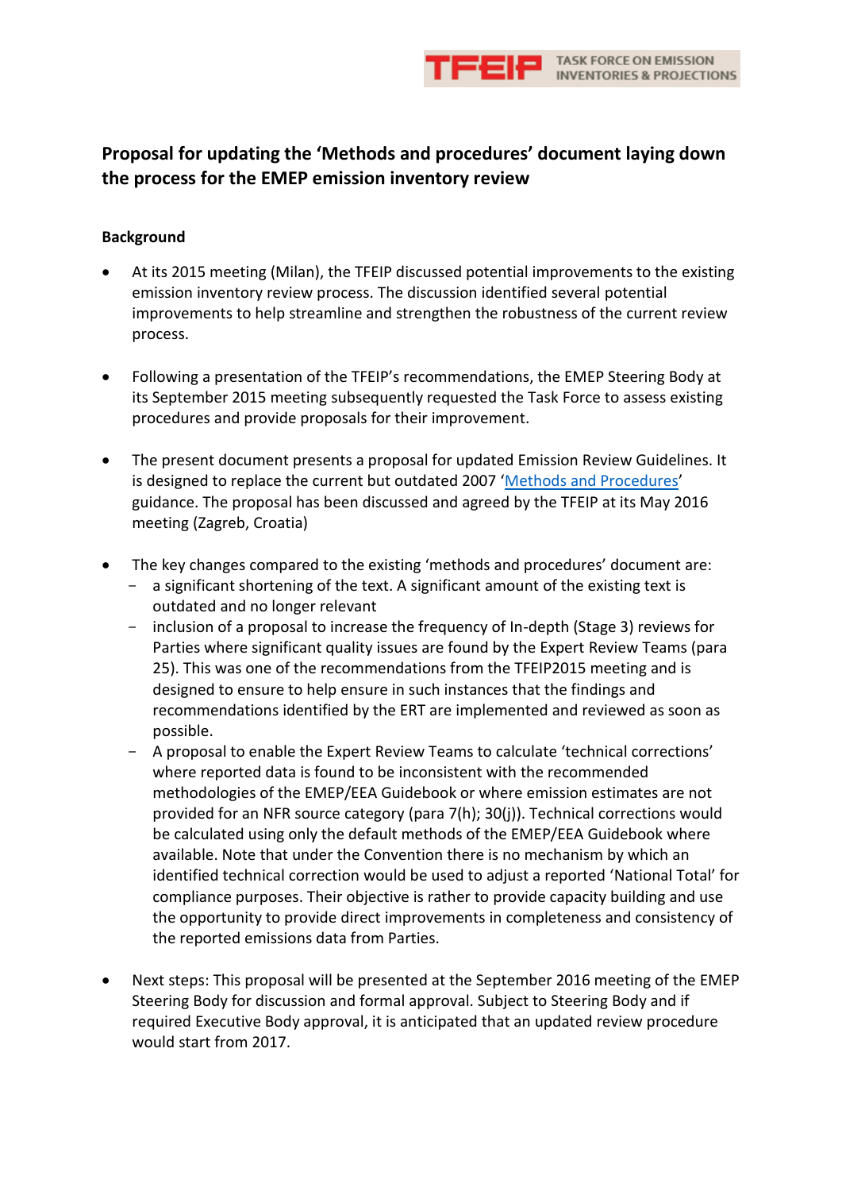# Proposal for updating the 'Methods and procedures' document laying down the process for the EMEP emission inventory review

## Background

- At its 2015 meeting (Milan), the TFEIP discussed potential improvements to the existing emission inventory review process. The discussion identified several potential improvements to help streamline and strengthen the robustness of the current review process.

- Following a presentation of the TFEIP's recommendations, the EMEP Steering Body at its September 2015 meeting subsequently requested the Task Force to assess existing procedures and provide proposals for their improvement.

- The present document presents a proposal for updated Emission Review Guidelines. It is designed to replace the current but outdated 2007 'Methods and Procedures' guidance. The proposal has been discussed and agreed by the TFEIP at its May 2016 meeting (Zagreb, Croatia)

- The key changes compared to the existing 'methods and procedures' document are:
  - a significant shortening of the text. A significant amount of the existing text is outdated and no longer relevant
  - inclusion of a proposal to increase the frequency of In-depth (Stage 3) reviews for Parties where significant quality issues are found by the Expert Review Teams (para 25). This was one of the recommendations from the TFEIP2015 meeting and is designed to ensure to help ensure in such instances that the findings and recommendations identified by the ERT are implemented and reviewed as soon as possible.
  - A proposal to enable the Expert Review Teams to calculate 'technical corrections' where reported data is found to be inconsistent with the recommended methodologies of the EMEP/EEA Guidebook or where emission estimates are not provided for an NFR source category (para 7(h); 30(j)). Technical corrections would be calculated using only the default methods of the EMEP/EEA Guidebook where available. Note that under the Convention there is no mechanism by which an identified technical correction would be used to adjust a reported 'National Total' for compliance purposes. Their objective is rather to provide capacity building and use the opportunity to provide direct improvements in completeness and consistency of the reported emissions data from Parties.

- Next steps: This proposal will be presented at the September 2016 meeting of the EMEP Steering Body for discussion and formal approval. Subject to Steering Body and if required Executive Body approval, it is anticipated that an updated review procedure would start from 2017.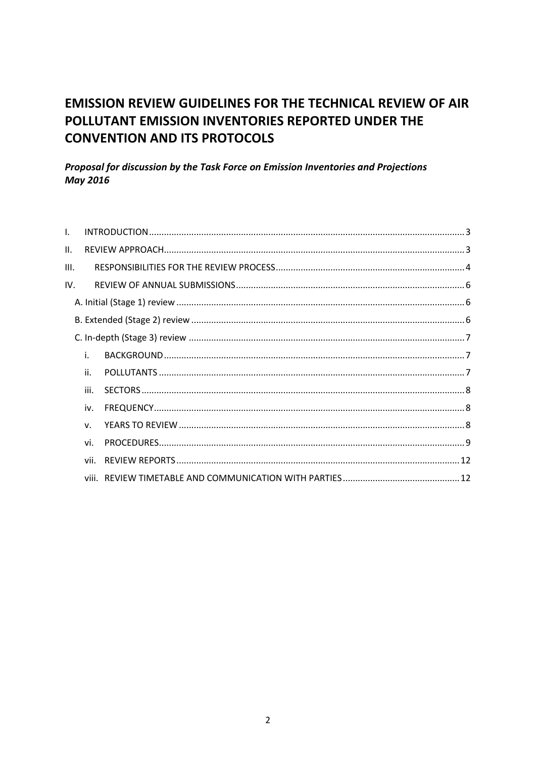# EMISSION REVIEW GUIDELINES FOR THE TECHNICAL REVIEW OF AIR POLLUTANT EMISSION INVENTORIES REPORTED UNDER THE CONVENTION AND ITS PROTOCOLS

***Proposal for discussion by the Task Force on Emission Inventories and Projections May 2016***

- I. INTRODUCTION ..... 3
- II. REVIEW APPROACH ..... 3
- III. RESPONSIBILITIES FOR THE REVIEW PROCESS ..... 4
- IV. REVIEW OF ANNUAL SUBMISSIONS ..... 6
  - A. Initial (Stage 1) review ..... 6
  - B. Extended (Stage 2) review ..... 6
  - C. In-depth (Stage 3) review ..... 7
    - i. BACKGROUND ..... 7
    - ii. POLLUTANTS ..... 7
    - iii. SECTORS ..... 8
    - iv. FREQUENCY ..... 8
    - v. YEARS TO REVIEW ..... 8
    - vi. PROCEDURES ..... 9
    - vii. REVIEW REPORTS ..... 12
    - viii. REVIEW TIMETABLE AND COMMUNICATION WITH PARTIES ..... 12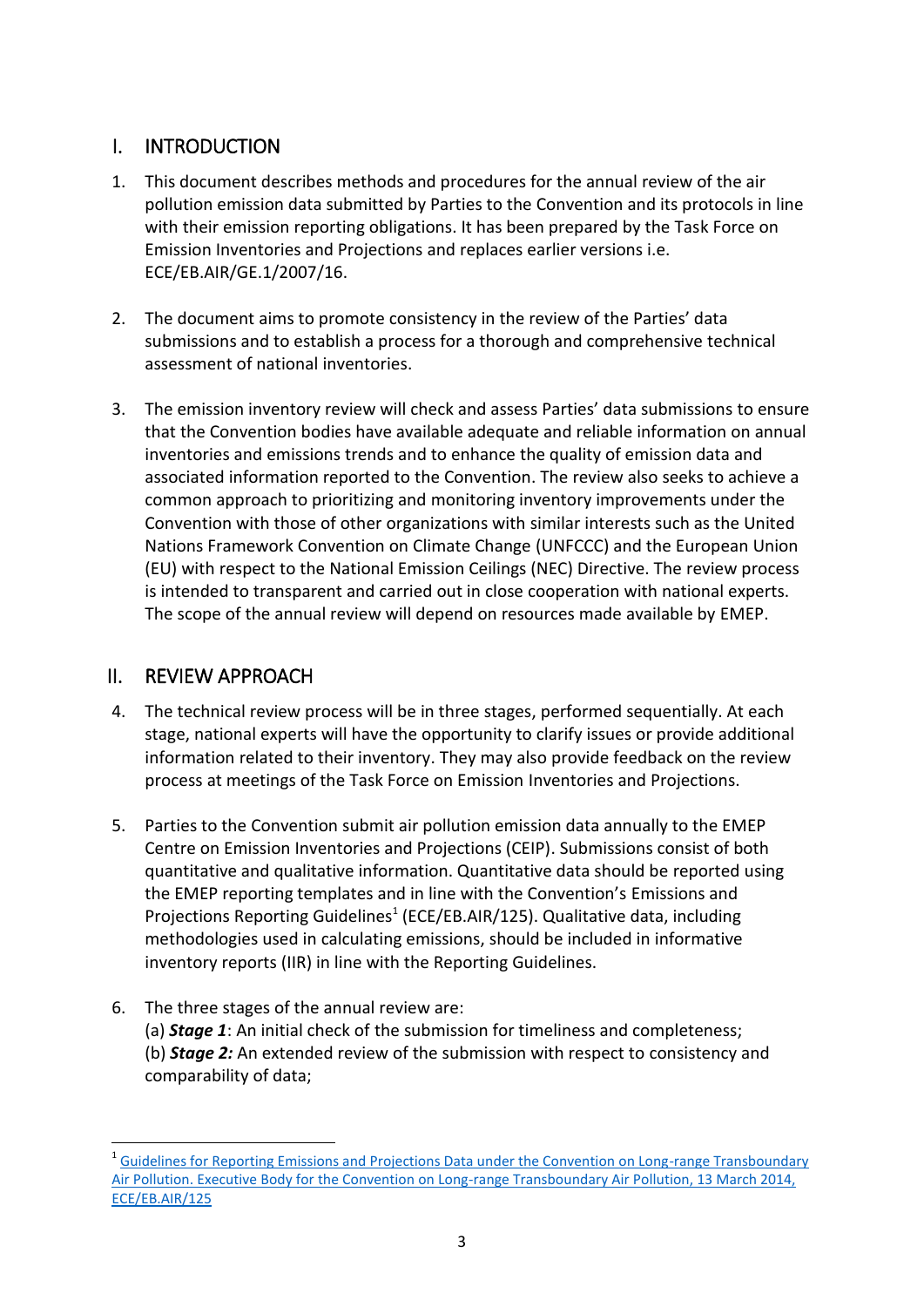## I. INTRODUCTION

1. This document describes methods and procedures for the annual review of the air pollution emission data submitted by Parties to the Convention and its protocols in line with their emission reporting obligations. It has been prepared by the Task Force on Emission Inventories and Projections and replaces earlier versions i.e. ECE/EB.AIR/GE.1/2007/16.

2. The document aims to promote consistency in the review of the Parties' data submissions and to establish a process for a thorough and comprehensive technical assessment of national inventories.

3. The emission inventory review will check and assess Parties' data submissions to ensure that the Convention bodies have available adequate and reliable information on annual inventories and emissions trends and to enhance the quality of emission data and associated information reported to the Convention. The review also seeks to achieve a common approach to prioritizing and monitoring inventory improvements under the Convention with those of other organizations with similar interests such as the United Nations Framework Convention on Climate Change (UNFCCC) and the European Union (EU) with respect to the National Emission Ceilings (NEC) Directive. The review process is intended to transparent and carried out in close cooperation with national experts. The scope of the annual review will depend on resources made available by EMEP.

## II. REVIEW APPROACH

4. The technical review process will be in three stages, performed sequentially. At each stage, national experts will have the opportunity to clarify issues or provide additional information related to their inventory. They may also provide feedback on the review process at meetings of the Task Force on Emission Inventories and Projections.

5. Parties to the Convention submit air pollution emission data annually to the EMEP Centre on Emission Inventories and Projections (CEIP). Submissions consist of both quantitative and qualitative information. Quantitative data should be reported using the EMEP reporting templates and in line with the Convention's Emissions and Projections Reporting Guidelines[1] (ECE/EB.AIR/125). Qualitative data, including methodologies used in calculating emissions, should be included in informative inventory reports (IIR) in line with the Reporting Guidelines.

6. The three stages of the annual review are:
(a) ***Stage 1***: An initial check of the submission for timeliness and completeness;
(b) ***Stage 2:*** An extended review of the submission with respect to consistency and comparability of data;

---

[1] Guidelines for Reporting Emissions and Projections Data under the Convention on Long-range Transboundary Air Pollution. Executive Body for the Convention on Long-range Transboundary Air Pollution, 13 March 2014, ECE/EB.AIR/125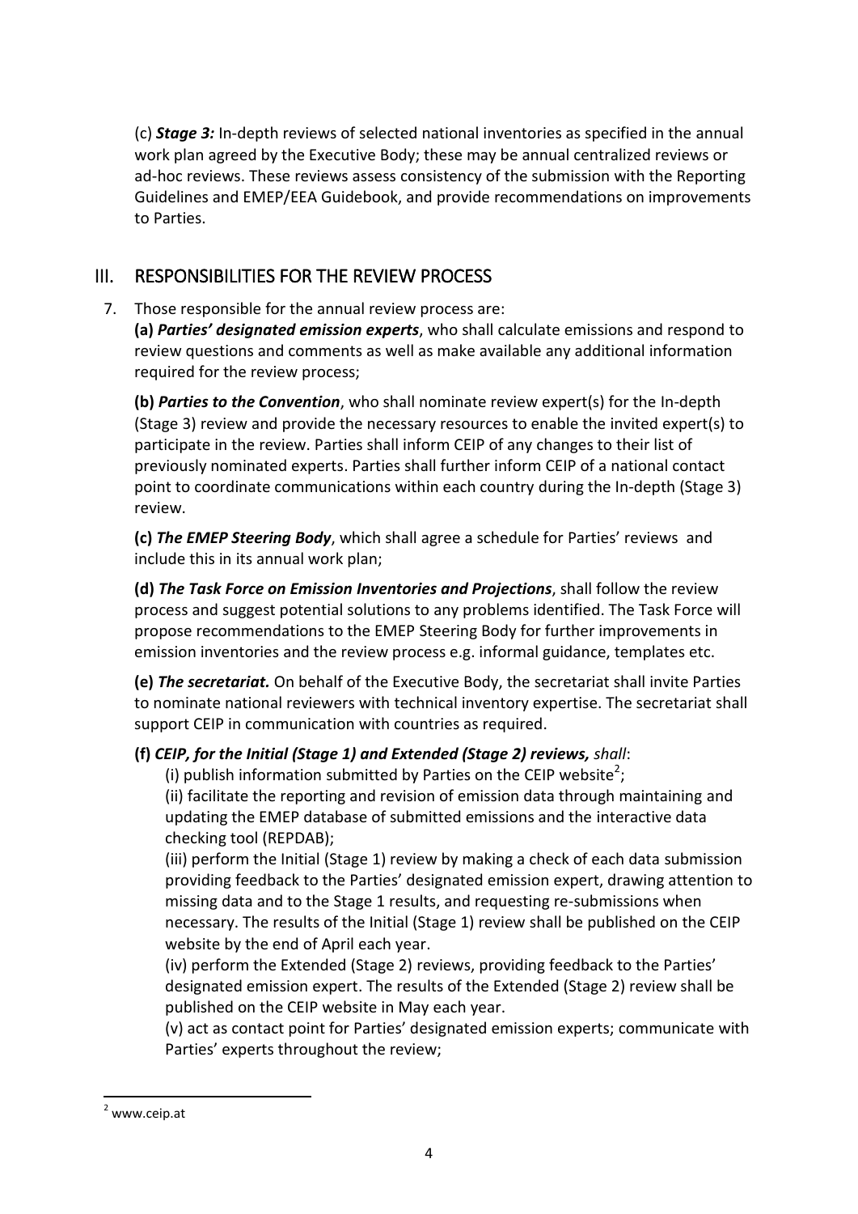(c) ***Stage 3:*** In-depth reviews of selected national inventories as specified in the annual work plan agreed by the Executive Body; these may be annual centralized reviews or ad-hoc reviews. These reviews assess consistency of the submission with the Reporting Guidelines and EMEP/EEA Guidebook, and provide recommendations on improvements to Parties.

## III. RESPONSIBILITIES FOR THE REVIEW PROCESS

7. Those responsible for the annual review process are:

   **(a)** ***Parties' designated emission experts***, who shall calculate emissions and respond to review questions and comments as well as make available any additional information required for the review process;

   **(b)** ***Parties to the Convention***, who shall nominate review expert(s) for the In-depth (Stage 3) review and provide the necessary resources to enable the invited expert(s) to participate in the review. Parties shall inform CEIP of any changes to their list of previously nominated experts. Parties shall further inform CEIP of a national contact point to coordinate communications within each country during the In-depth (Stage 3) review.

   **(c)** ***The EMEP Steering Body***, which shall agree a schedule for Parties' reviews and include this in its annual work plan;

   **(d)** ***The Task Force on Emission Inventories and Projections***, shall follow the review process and suggest potential solutions to any problems identified. The Task Force will propose recommendations to the EMEP Steering Body for further improvements in emission inventories and the review process e.g. informal guidance, templates etc.

   **(e)** ***The secretariat.*** On behalf of the Executive Body, the secretariat shall invite Parties to nominate national reviewers with technical inventory expertise. The secretariat shall support CEIP in communication with countries as required.

   **(f)** ***CEIP, for the Initial (Stage 1) and Extended (Stage 2) reviews,*** *shall*:

   (i) publish information submitted by Parties on the CEIP website[2];
   (ii) facilitate the reporting and revision of emission data through maintaining and updating the EMEP database of submitted emissions and the interactive data checking tool (REPDAB);
   (iii) perform the Initial (Stage 1) review by making a check of each data submission providing feedback to the Parties' designated emission expert, drawing attention to missing data and to the Stage 1 results, and requesting re-submissions when necessary. The results of the Initial (Stage 1) review shall be published on the CEIP website by the end of April each year.
   (iv) perform the Extended (Stage 2) reviews, providing feedback to the Parties' designated emission expert. The results of the Extended (Stage 2) review shall be published on the CEIP website in May each year.
   (v) act as contact point for Parties' designated emission experts; communicate with Parties' experts throughout the review;

---

[2] www.ceip.at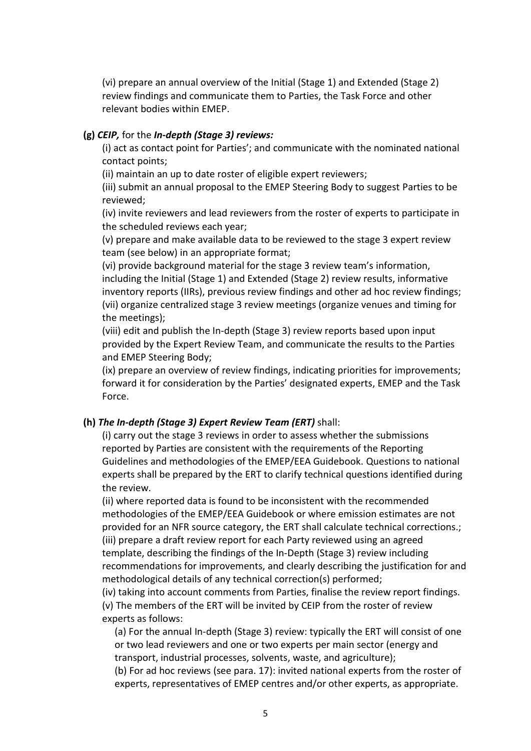(vi) prepare an annual overview of the Initial (Stage 1) and Extended (Stage 2) review findings and communicate them to Parties, the Task Force and other relevant bodies within EMEP.

**(g)** ***CEIP,*** **for the** ***In-depth (Stage 3) reviews:***

(i) act as contact point for Parties'; and communicate with the nominated national contact points;
(ii) maintain an up to date roster of eligible expert reviewers;
(iii) submit an annual proposal to the EMEP Steering Body to suggest Parties to be reviewed;
(iv) invite reviewers and lead reviewers from the roster of experts to participate in the scheduled reviews each year;
(v) prepare and make available data to be reviewed to the stage 3 expert review team (see below) in an appropriate format;
(vi) provide background material for the stage 3 review team's information, including the Initial (Stage 1) and Extended (Stage 2) review results, informative inventory reports (IIRs), previous review findings and other ad hoc review findings;
(vii) organize centralized stage 3 review meetings (organize venues and timing for the meetings);
(viii) edit and publish the In-depth (Stage 3) review reports based upon input provided by the Expert Review Team, and communicate the results to the Parties and EMEP Steering Body;
(ix) prepare an overview of review findings, indicating priorities for improvements; forward it for consideration by the Parties' designated experts, EMEP and the Task Force.

**(h)** ***The In-depth (Stage 3) Expert Review Team (ERT)*** **shall:**

(i) carry out the stage 3 reviews in order to assess whether the submissions reported by Parties are consistent with the requirements of the Reporting Guidelines and methodologies of the EMEP/EEA Guidebook. Questions to national experts shall be prepared by the ERT to clarify technical questions identified during the review.
(ii) where reported data is found to be inconsistent with the recommended methodologies of the EMEP/EEA Guidebook or where emission estimates are not provided for an NFR source category, the ERT shall calculate technical corrections.;
(iii) prepare a draft review report for each Party reviewed using an agreed template, describing the findings of the In-Depth (Stage 3) review including recommendations for improvements, and clearly describing the justification for and methodological details of any technical correction(s) performed;
(iv) taking into account comments from Parties, finalise the review report findings.
(v) The members of the ERT will be invited by CEIP from the roster of review experts as follows:

(a) For the annual In-depth (Stage 3) review: typically the ERT will consist of one or two lead reviewers and one or two experts per main sector (energy and transport, industrial processes, solvents, waste, and agriculture);
(b) For ad hoc reviews (see para. 17): invited national experts from the roster of experts, representatives of EMEP centres and/or other experts, as appropriate.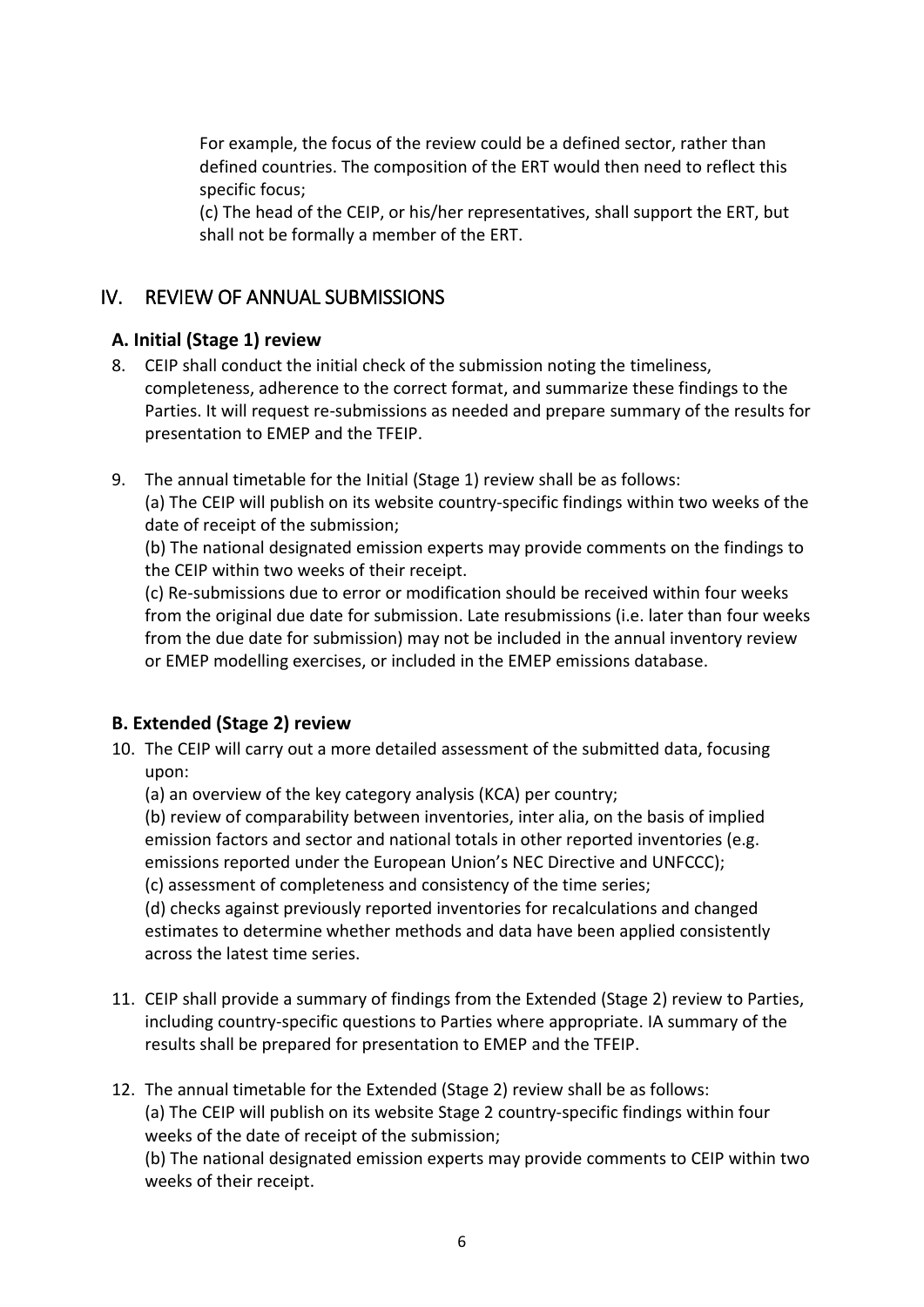For example, the focus of the review could be a defined sector, rather than defined countries. The composition of the ERT would then need to reflect this specific focus;

(c) The head of the CEIP, or his/her representatives, shall support the ERT, but shall not be formally a member of the ERT.

## IV. REVIEW OF ANNUAL SUBMISSIONS

### A. Initial (Stage 1) review

8. CEIP shall conduct the initial check of the submission noting the timeliness, completeness, adherence to the correct format, and summarize these findings to the Parties. It will request re-submissions as needed and prepare summary of the results for presentation to EMEP and the TFEIP.

9. The annual timetable for the Initial (Stage 1) review shall be as follows:
(a) The CEIP will publish on its website country-specific findings within two weeks of the date of receipt of the submission;
(b) The national designated emission experts may provide comments on the findings to the CEIP within two weeks of their receipt.
(c) Re-submissions due to error or modification should be received within four weeks from the original due date for submission. Late resubmissions (i.e. later than four weeks from the due date for submission) may not be included in the annual inventory review or EMEP modelling exercises, or included in the EMEP emissions database.

### B. Extended (Stage 2) review

10. The CEIP will carry out a more detailed assessment of the submitted data, focusing upon:
(a) an overview of the key category analysis (KCA) per country;
(b) review of comparability between inventories, inter alia, on the basis of implied emission factors and sector and national totals in other reported inventories (e.g. emissions reported under the European Union's NEC Directive and UNFCCC);
(c) assessment of completeness and consistency of the time series;
(d) checks against previously reported inventories for recalculations and changed estimates to determine whether methods and data have been applied consistently across the latest time series.

11. CEIP shall provide a summary of findings from the Extended (Stage 2) review to Parties, including country-specific questions to Parties where appropriate. IA summary of the results shall be prepared for presentation to EMEP and the TFEIP.

12. The annual timetable for the Extended (Stage 2) review shall be as follows:
(a) The CEIP will publish on its website Stage 2 country-specific findings within four weeks of the date of receipt of the submission;
(b) The national designated emission experts may provide comments to CEIP within two weeks of their receipt.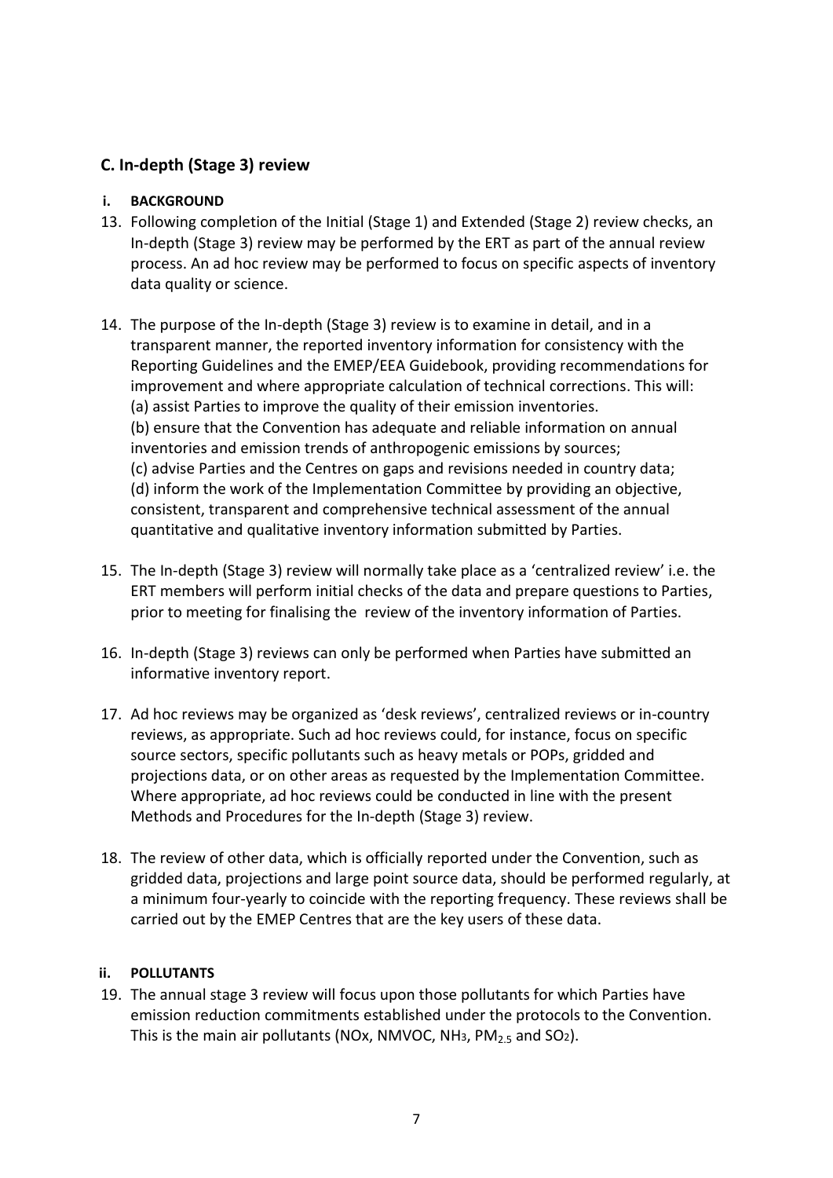## C. In-depth (Stage 3) review

### i. BACKGROUND

13. Following completion of the Initial (Stage 1) and Extended (Stage 2) review checks, an In-depth (Stage 3) review may be performed by the ERT as part of the annual review process. An ad hoc review may be performed to focus on specific aspects of inventory data quality or science.

14. The purpose of the In-depth (Stage 3) review is to examine in detail, and in a transparent manner, the reported inventory information for consistency with the Reporting Guidelines and the EMEP/EEA Guidebook, providing recommendations for improvement and where appropriate calculation of technical corrections. This will:
    (a) assist Parties to improve the quality of their emission inventories.
    (b) ensure that the Convention has adequate and reliable information on annual inventories and emission trends of anthropogenic emissions by sources;
    (c) advise Parties and the Centres on gaps and revisions needed in country data;
    (d) inform the work of the Implementation Committee by providing an objective, consistent, transparent and comprehensive technical assessment of the annual quantitative and qualitative inventory information submitted by Parties.

15. The In-depth (Stage 3) review will normally take place as a 'centralized review' i.e. the ERT members will perform initial checks of the data and prepare questions to Parties, prior to meeting for finalising the review of the inventory information of Parties.

16. In-depth (Stage 3) reviews can only be performed when Parties have submitted an informative inventory report.

17. Ad hoc reviews may be organized as 'desk reviews', centralized reviews or in-country reviews, as appropriate. Such ad hoc reviews could, for instance, focus on specific source sectors, specific pollutants such as heavy metals or POPs, gridded and projections data, or on other areas as requested by the Implementation Committee. Where appropriate, ad hoc reviews could be conducted in line with the present Methods and Procedures for the In-depth (Stage 3) review.

18. The review of other data, which is officially reported under the Convention, such as gridded data, projections and large point source data, should be performed regularly, at a minimum four-yearly to coincide with the reporting frequency. These reviews shall be carried out by the EMEP Centres that are the key users of these data.

### ii. POLLUTANTS

19. The annual stage 3 review will focus upon those pollutants for which Parties have emission reduction commitments established under the protocols to the Convention. This is the main air pollutants (NOx, NMVOC, $NH_3$, $PM_{2.5}$ and $SO_2$).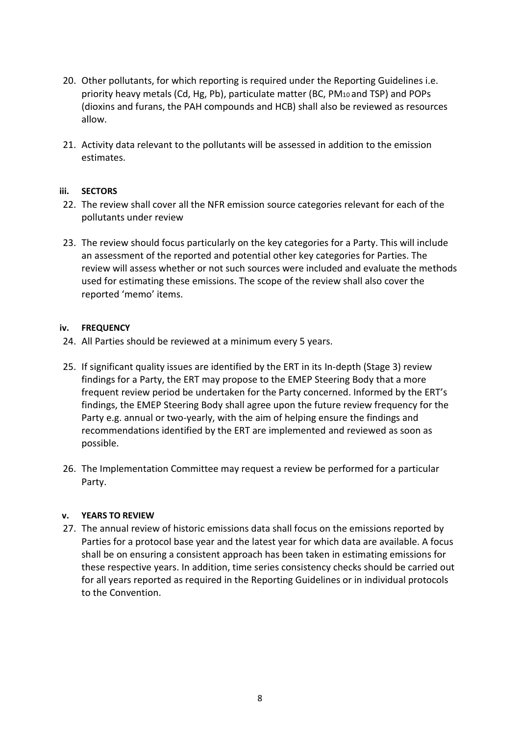20. Other pollutants, for which reporting is required under the Reporting Guidelines i.e. priority heavy metals (Cd, Hg, Pb), particulate matter (BC, $PM_{10}$ and TSP) and POPs (dioxins and furans, the PAH compounds and HCB) shall also be reviewed as resources allow.

21. Activity data relevant to the pollutants will be assessed in addition to the emission estimates.

#### iii. SECTORS

22. The review shall cover all the NFR emission source categories relevant for each of the pollutants under review

23. The review should focus particularly on the key categories for a Party. This will include an assessment of the reported and potential other key categories for Parties. The review will assess whether or not such sources were included and evaluate the methods used for estimating these emissions. The scope of the review shall also cover the reported 'memo' items.

#### iv. FREQUENCY

24. All Parties should be reviewed at a minimum every 5 years.

25. If significant quality issues are identified by the ERT in its In-depth (Stage 3) review findings for a Party, the ERT may propose to the EMEP Steering Body that a more frequent review period be undertaken for the Party concerned. Informed by the ERT's findings, the EMEP Steering Body shall agree upon the future review frequency for the Party e.g. annual or two-yearly, with the aim of helping ensure the findings and recommendations identified by the ERT are implemented and reviewed as soon as possible.

26. The Implementation Committee may request a review be performed for a particular Party.

#### v. YEARS TO REVIEW

27. The annual review of historic emissions data shall focus on the emissions reported by Parties for a protocol base year and the latest year for which data are available. A focus shall be on ensuring a consistent approach has been taken in estimating emissions for these respective years. In addition, time series consistency checks should be carried out for all years reported as required in the Reporting Guidelines or in individual protocols to the Convention.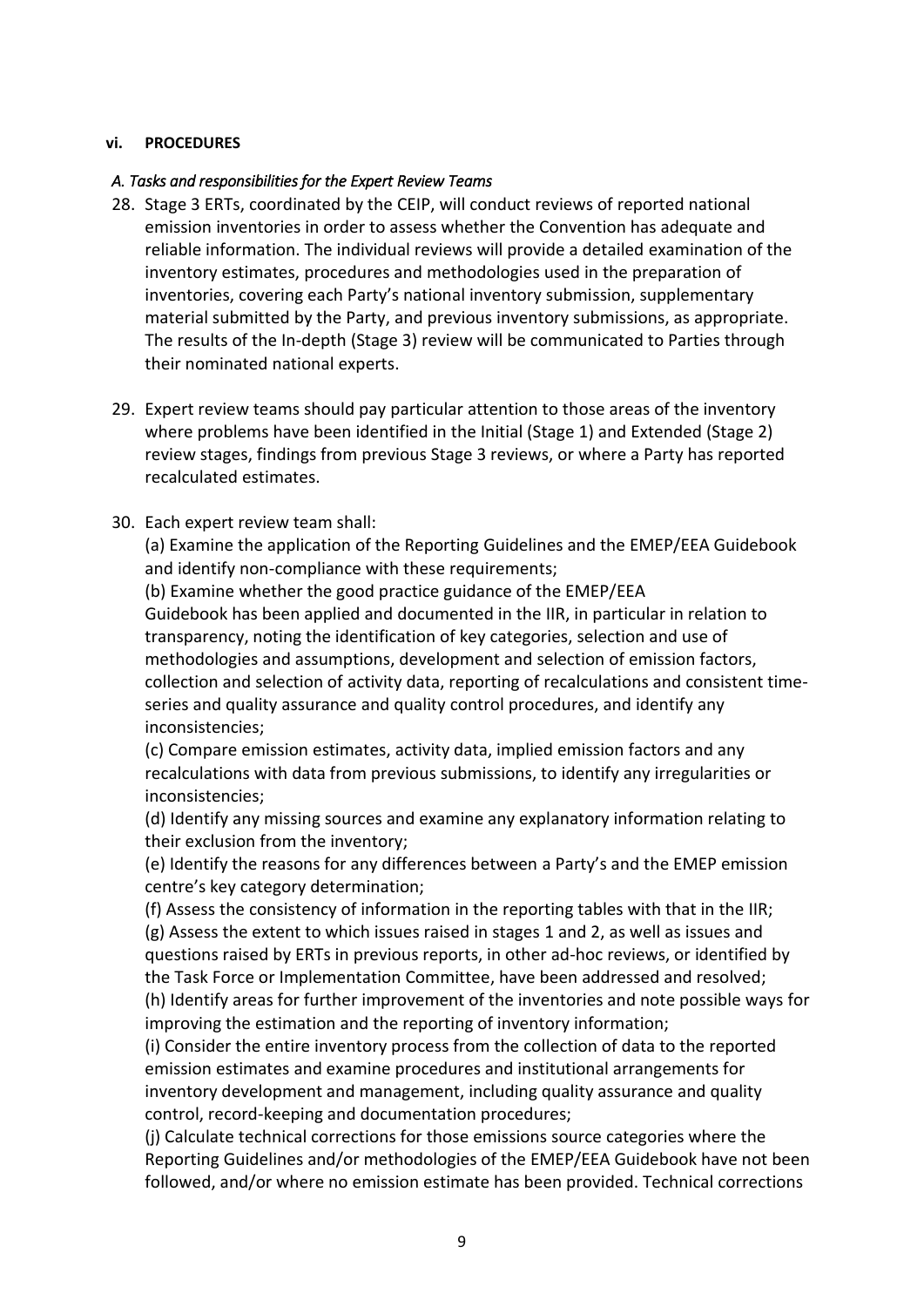### vi. PROCEDURES

#### *A. Tasks and responsibilities for the Expert Review Teams*

28. Stage 3 ERTs, coordinated by the CEIP, will conduct reviews of reported national emission inventories in order to assess whether the Convention has adequate and reliable information. The individual reviews will provide a detailed examination of the inventory estimates, procedures and methodologies used in the preparation of inventories, covering each Party's national inventory submission, supplementary material submitted by the Party, and previous inventory submissions, as appropriate. The results of the In-depth (Stage 3) review will be communicated to Parties through their nominated national experts.

29. Expert review teams should pay particular attention to those areas of the inventory where problems have been identified in the Initial (Stage 1) and Extended (Stage 2) review stages, findings from previous Stage 3 reviews, or where a Party has reported recalculated estimates.

30. Each expert review team shall:

    (a) Examine the application of the Reporting Guidelines and the EMEP/EEA Guidebook and identify non-compliance with these requirements;

    (b) Examine whether the good practice guidance of the EMEP/EEA Guidebook has been applied and documented in the IIR, in particular in relation to transparency, noting the identification of key categories, selection and use of methodologies and assumptions, development and selection of emission factors, collection and selection of activity data, reporting of recalculations and consistent time-series and quality assurance and quality control procedures, and identify any inconsistencies;

    (c) Compare emission estimates, activity data, implied emission factors and any recalculations with data from previous submissions, to identify any irregularities or inconsistencies;

    (d) Identify any missing sources and examine any explanatory information relating to their exclusion from the inventory;

    (e) Identify the reasons for any differences between a Party's and the EMEP emission centre's key category determination;

    (f) Assess the consistency of information in the reporting tables with that in the IIR;

    (g) Assess the extent to which issues raised in stages 1 and 2, as well as issues and questions raised by ERTs in previous reports, in other ad-hoc reviews, or identified by the Task Force or Implementation Committee, have been addressed and resolved;

    (h) Identify areas for further improvement of the inventories and note possible ways for improving the estimation and the reporting of inventory information;

    (i) Consider the entire inventory process from the collection of data to the reported emission estimates and examine procedures and institutional arrangements for inventory development and management, including quality assurance and quality control, record-keeping and documentation procedures;

    (j) Calculate technical corrections for those emissions source categories where the Reporting Guidelines and/or methodologies of the EMEP/EEA Guidebook have not been followed, and/or where no emission estimate has been provided. Technical corrections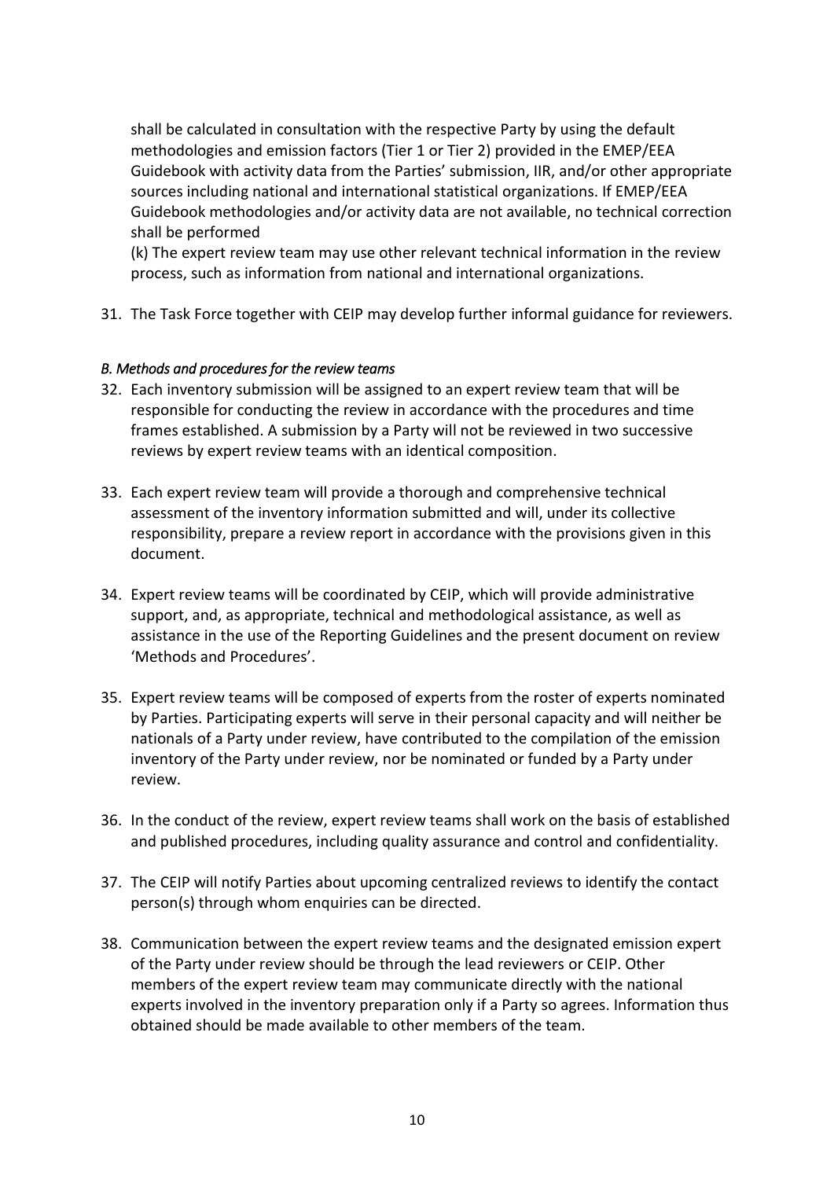shall be calculated in consultation with the respective Party by using the default methodologies and emission factors (Tier 1 or Tier 2) provided in the EMEP/EEA Guidebook with activity data from the Parties' submission, IIR, and/or other appropriate sources including national and international statistical organizations. If EMEP/EEA Guidebook methodologies and/or activity data are not available, no technical correction shall be performed

(k) The expert review team may use other relevant technical information in the review process, such as information from national and international organizations.

31. The Task Force together with CEIP may develop further informal guidance for reviewers.

*B. Methods and procedures for the review teams*

32. Each inventory submission will be assigned to an expert review team that will be responsible for conducting the review in accordance with the procedures and time frames established. A submission by a Party will not be reviewed in two successive reviews by expert review teams with an identical composition.

33. Each expert review team will provide a thorough and comprehensive technical assessment of the inventory information submitted and will, under its collective responsibility, prepare a review report in accordance with the provisions given in this document.

34. Expert review teams will be coordinated by CEIP, which will provide administrative support, and, as appropriate, technical and methodological assistance, as well as assistance in the use of the Reporting Guidelines and the present document on review 'Methods and Procedures'.

35. Expert review teams will be composed of experts from the roster of experts nominated by Parties. Participating experts will serve in their personal capacity and will neither be nationals of a Party under review, have contributed to the compilation of the emission inventory of the Party under review, nor be nominated or funded by a Party under review.

36. In the conduct of the review, expert review teams shall work on the basis of established and published procedures, including quality assurance and control and confidentiality.

37. The CEIP will notify Parties about upcoming centralized reviews to identify the contact person(s) through whom enquiries can be directed.

38. Communication between the expert review teams and the designated emission expert of the Party under review should be through the lead reviewers or CEIP. Other members of the expert review team may communicate directly with the national experts involved in the inventory preparation only if a Party so agrees. Information thus obtained should be made available to other members of the team.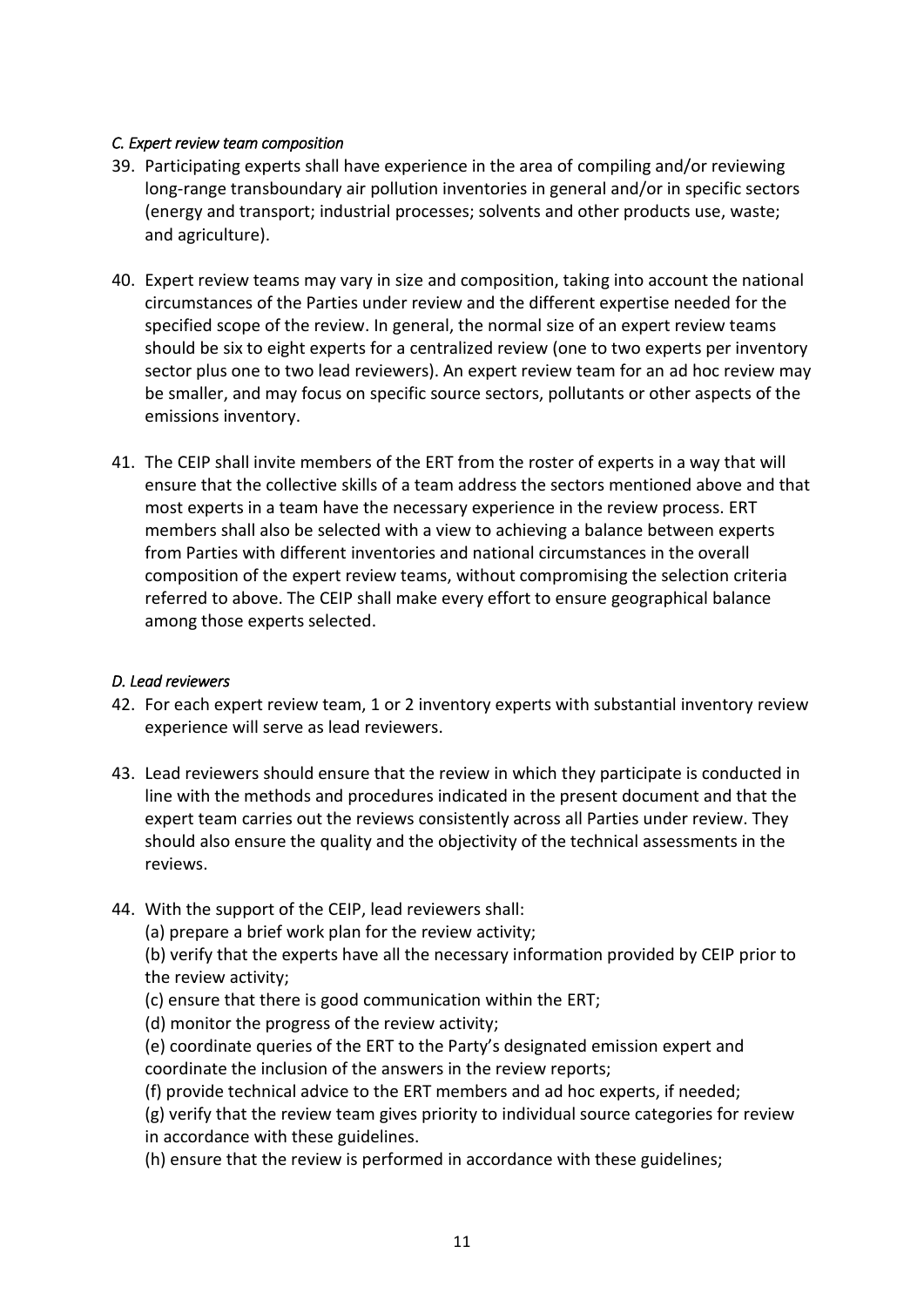*C. Expert review team composition*

39. Participating experts shall have experience in the area of compiling and/or reviewing long-range transboundary air pollution inventories in general and/or in specific sectors (energy and transport; industrial processes; solvents and other products use, waste; and agriculture).

40. Expert review teams may vary in size and composition, taking into account the national circumstances of the Parties under review and the different expertise needed for the specified scope of the review. In general, the normal size of an expert review teams should be six to eight experts for a centralized review (one to two experts per inventory sector plus one to two lead reviewers). An expert review team for an ad hoc review may be smaller, and may focus on specific source sectors, pollutants or other aspects of the emissions inventory.

41. The CEIP shall invite members of the ERT from the roster of experts in a way that will ensure that the collective skills of a team address the sectors mentioned above and that most experts in a team have the necessary experience in the review process. ERT members shall also be selected with a view to achieving a balance between experts from Parties with different inventories and national circumstances in the overall composition of the expert review teams, without compromising the selection criteria referred to above. The CEIP shall make every effort to ensure geographical balance among those experts selected.

*D. Lead reviewers*

42. For each expert review team, 1 or 2 inventory experts with substantial inventory review experience will serve as lead reviewers.

43. Lead reviewers should ensure that the review in which they participate is conducted in line with the methods and procedures indicated in the present document and that the expert team carries out the reviews consistently across all Parties under review. They should also ensure the quality and the objectivity of the technical assessments in the reviews.

44. With the support of the CEIP, lead reviewers shall:
    (a) prepare a brief work plan for the review activity;
    (b) verify that the experts have all the necessary information provided by CEIP prior to the review activity;
    (c) ensure that there is good communication within the ERT;
    (d) monitor the progress of the review activity;
    (e) coordinate queries of the ERT to the Party's designated emission expert and coordinate the inclusion of the answers in the review reports;
    (f) provide technical advice to the ERT members and ad hoc experts, if needed;
    (g) verify that the review team gives priority to individual source categories for review in accordance with these guidelines.
    (h) ensure that the review is performed in accordance with these guidelines;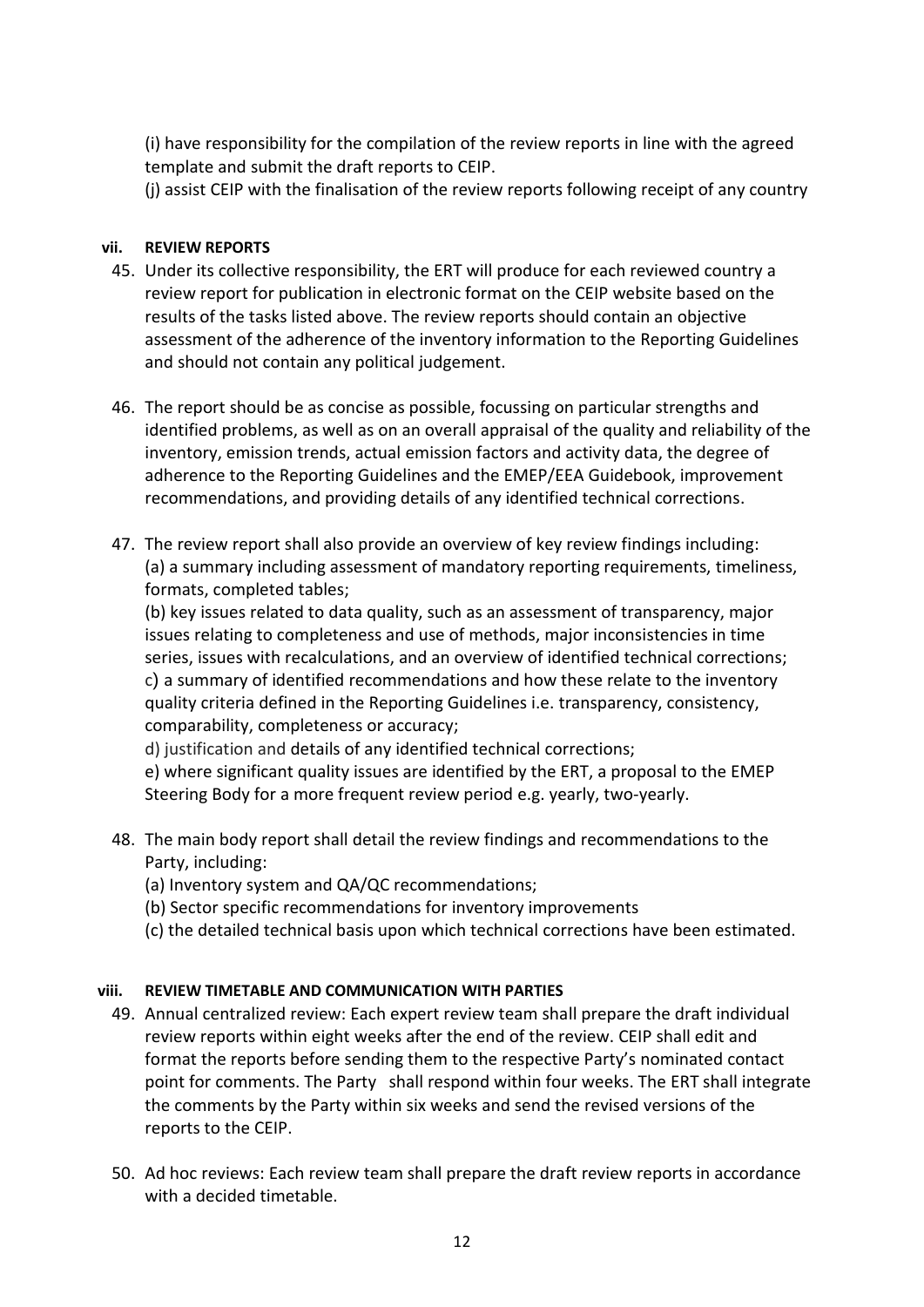(i) have responsibility for the compilation of the review reports in line with the agreed template and submit the draft reports to CEIP.

(j) assist CEIP with the finalisation of the review reports following receipt of any country

### vii. REVIEW REPORTS

45. Under its collective responsibility, the ERT will produce for each reviewed country a review report for publication in electronic format on the CEIP website based on the results of the tasks listed above. The review reports should contain an objective assessment of the adherence of the inventory information to the Reporting Guidelines and should not contain any political judgement.

46. The report should be as concise as possible, focussing on particular strengths and identified problems, as well as on an overall appraisal of the quality and reliability of the inventory, emission trends, actual emission factors and activity data, the degree of adherence to the Reporting Guidelines and the EMEP/EEA Guidebook, improvement recommendations, and providing details of any identified technical corrections.

47. The review report shall also provide an overview of key review findings including:
    (a) a summary including assessment of mandatory reporting requirements, timeliness, formats, completed tables;
    (b) key issues related to data quality, such as an assessment of transparency, major issues relating to completeness and use of methods, major inconsistencies in time series, issues with recalculations, and an overview of identified technical corrections;
    c) a summary of identified recommendations and how these relate to the inventory quality criteria defined in the Reporting Guidelines i.e. transparency, consistency, comparability, completeness or accuracy;
    d) justification and details of any identified technical corrections;
    e) where significant quality issues are identified by the ERT, a proposal to the EMEP Steering Body for a more frequent review period e.g. yearly, two-yearly.

48. The main body report shall detail the review findings and recommendations to the Party, including:
    (a) Inventory system and QA/QC recommendations;
    (b) Sector specific recommendations for inventory improvements
    (c) the detailed technical basis upon which technical corrections have been estimated.

### viii. REVIEW TIMETABLE AND COMMUNICATION WITH PARTIES

49. Annual centralized review: Each expert review team shall prepare the draft individual review reports within eight weeks after the end of the review. CEIP shall edit and format the reports before sending them to the respective Party's nominated contact point for comments. The Party shall respond within four weeks. The ERT shall integrate the comments by the Party within six weeks and send the revised versions of the reports to the CEIP.

50. Ad hoc reviews: Each review team shall prepare the draft review reports in accordance with a decided timetable.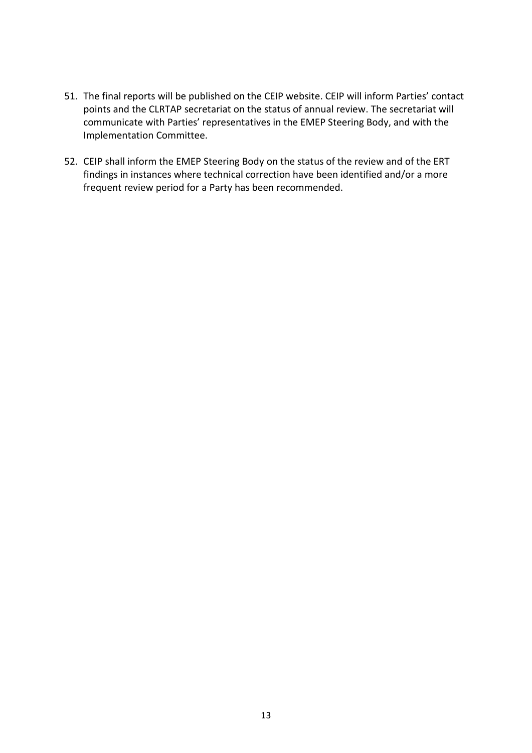51. The final reports will be published on the CEIP website. CEIP will inform Parties' contact points and the CLRTAP secretariat on the status of annual review. The secretariat will communicate with Parties' representatives in the EMEP Steering Body, and with the Implementation Committee.

52. CEIP shall inform the EMEP Steering Body on the status of the review and of the ERT findings in instances where technical correction have been identified and/or a more frequent review period for a Party has been recommended.